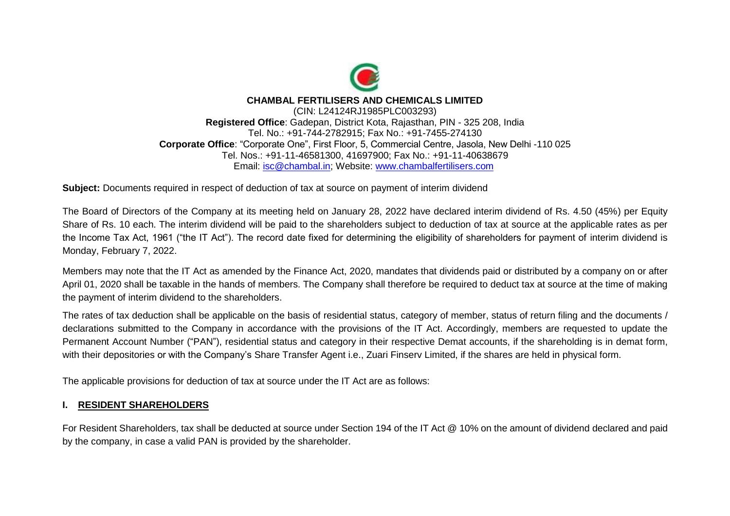**CHAMBAL FERTILISERS AND CHEMICALS LIMITED**

(CIN: L24124RJ1985PLC003293)

**Registered Office**: Gadepan, District Kota, Rajasthan, PIN - 325 208, India

Tel. No.: +91-744-2782915; Fax No.: +91-7455-274130

**Corporate Office**: "Corporate One", First Floor, 5, Commercial Centre, Jasola, New Delhi -110 025

Tel. Nos.: +91-11-46581300, 41697900; Fax No.: +91-11-40638679

Email: isc@chambal.in; Website: www.chambalfertilisers.com

**Subject:** Documents required in respect of deduction of tax at source on payment of interim dividend

The Board of Directors of the Company at its meeting held on January 28, 2022 have declared interim dividend of Rs. 4.50 (45%) per Equity Share of Rs. 10 each. The interim dividend will be paid to the shareholders subject to deduction of tax at source at the applicable rates as per the Income Tax Act, 1961 ("the IT Act"). The record date fixed for determining the eligibility of shareholders for payment of interim dividend is Monday, February 7, 2022.

Members may note that the IT Act as amended by the Finance Act, 2020, mandates that dividends paid or distributed by a company on or after April 01, 2020 shall be taxable in the hands of members. The Company shall therefore be required to deduct tax at source at the time of making the payment of interim dividend to the shareholders.

The rates of tax deduction shall be applicable on the basis of residential status, category of member, status of return filing and the documents / declarations submitted to the Company in accordance with the provisions of the IT Act. Accordingly, members are requested to update the Permanent Account Number ("PAN"), residential status and category in their respective Demat accounts, if the shareholding is in demat form, with their depositories or with the Company's Share Transfer Agent i.e., Zuari Finserv Limited, if the shares are held in physical form.

The applicable provisions for deduction of tax at source under the IT Act are as follows:

## I. RESIDENT SHAREHOLDERS

For Resident Shareholders, tax shall be deducted at source under Section 194 of the IT Act @ 10% on the amount of dividend declared and paid by the company, in case a valid PAN is provided by the shareholder.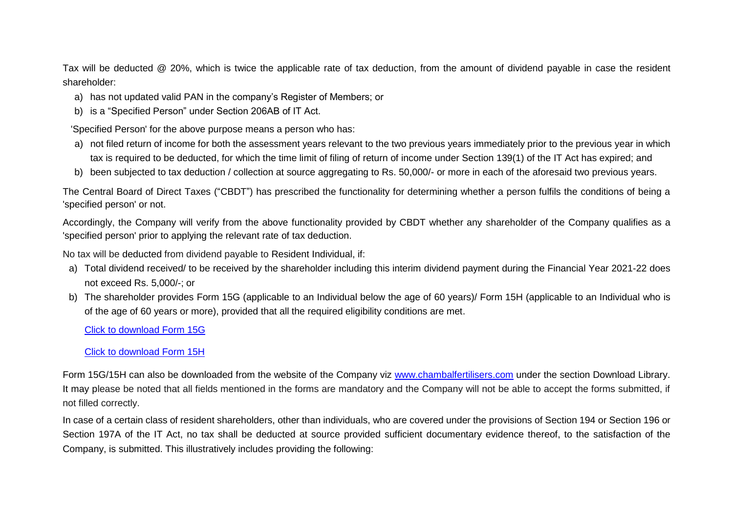Tax will be deducted @ 20%, which is twice the applicable rate of tax deduction, from the amount of dividend payable in case the resident shareholder:

a) has not updated valid PAN in the company's Register of Members; or
b) is a "Specified Person" under Section 206AB of IT Act.

'Specified Person' for the above purpose means a person who has:

a) not filed return of income for both the assessment years relevant to the two previous years immediately prior to the previous year in which tax is required to be deducted, for which the time limit of filing of return of income under Section 139(1) of the IT Act has expired; and
b) been subjected to tax deduction / collection at source aggregating to Rs. 50,000/- or more in each of the aforesaid two previous years.

The Central Board of Direct Taxes ("CBDT") has prescribed the functionality for determining whether a person fulfils the conditions of being a 'specified person' or not.

Accordingly, the Company will verify from the above functionality provided by CBDT whether any shareholder of the Company qualifies as a 'specified person' prior to applying the relevant rate of tax deduction.

No tax will be deducted from dividend payable to Resident Individual, if:

a) Total dividend received/ to be received by the shareholder including this interim dividend payment during the Financial Year 2021-22 does not exceed Rs. 5,000/-; or
b) The shareholder provides Form 15G (applicable to an Individual below the age of 60 years)/ Form 15H (applicable to an Individual who is of the age of 60 years or more), provided that all the required eligibility conditions are met.

   Click to download Form 15G

   Click to download Form 15H

Form 15G/15H can also be downloaded from the website of the Company viz www.chambalfertilisers.com under the section Download Library. It may please be noted that all fields mentioned in the forms are mandatory and the Company will not be able to accept the forms submitted, if not filled correctly.

In case of a certain class of resident shareholders, other than individuals, who are covered under the provisions of Section 194 or Section 196 or Section 197A of the IT Act, no tax shall be deducted at source provided sufficient documentary evidence thereof, to the satisfaction of the Company, is submitted. This illustratively includes providing the following: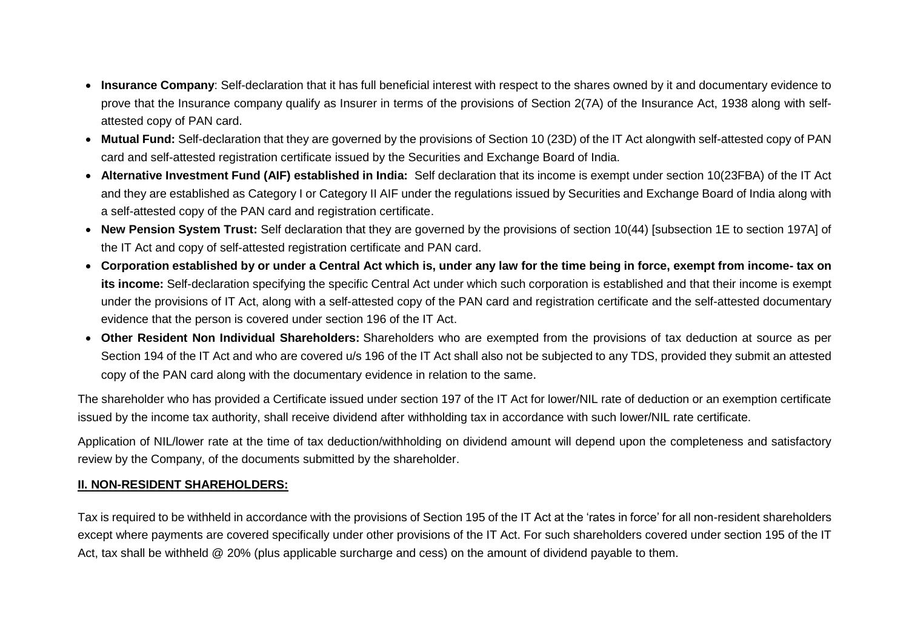- **Insurance Company**: Self-declaration that it has full beneficial interest with respect to the shares owned by it and documentary evidence to prove that the Insurance company qualify as Insurer in terms of the provisions of Section 2(7A) of the Insurance Act, 1938 along with self-attested copy of PAN card.
- **Mutual Fund:** Self-declaration that they are governed by the provisions of Section 10 (23D) of the IT Act alongwith self-attested copy of PAN card and self-attested registration certificate issued by the Securities and Exchange Board of India.
- **Alternative Investment Fund (AIF) established in India:** Self declaration that its income is exempt under section 10(23FBA) of the IT Act and they are established as Category I or Category II AIF under the regulations issued by Securities and Exchange Board of India along with a self-attested copy of the PAN card and registration certificate.
- **New Pension System Trust:** Self declaration that they are governed by the provisions of section 10(44) [subsection 1E to section 197A] of the IT Act and copy of self-attested registration certificate and PAN card.
- **Corporation established by or under a Central Act which is, under any law for the time being in force, exempt from income- tax on its income:** Self-declaration specifying the specific Central Act under which such corporation is established and that their income is exempt under the provisions of IT Act, along with a self-attested copy of the PAN card and registration certificate and the self-attested documentary evidence that the person is covered under section 196 of the IT Act.
- **Other Resident Non Individual Shareholders:** Shareholders who are exempted from the provisions of tax deduction at source as per Section 194 of the IT Act and who are covered u/s 196 of the IT Act shall also not be subjected to any TDS, provided they submit an attested copy of the PAN card along with the documentary evidence in relation to the same.

The shareholder who has provided a Certificate issued under section 197 of the IT Act for lower/NIL rate of deduction or an exemption certificate issued by the income tax authority, shall receive dividend after withholding tax in accordance with such lower/NIL rate certificate.

Application of NIL/lower rate at the time of tax deduction/withholding on dividend amount will depend upon the completeness and satisfactory review by the Company, of the documents submitted by the shareholder.

## II. NON-RESIDENT SHAREHOLDERS:

Tax is required to be withheld in accordance with the provisions of Section 195 of the IT Act at the 'rates in force' for all non-resident shareholders except where payments are covered specifically under other provisions of the IT Act. For such shareholders covered under section 195 of the IT Act, tax shall be withheld @ 20% (plus applicable surcharge and cess) on the amount of dividend payable to them.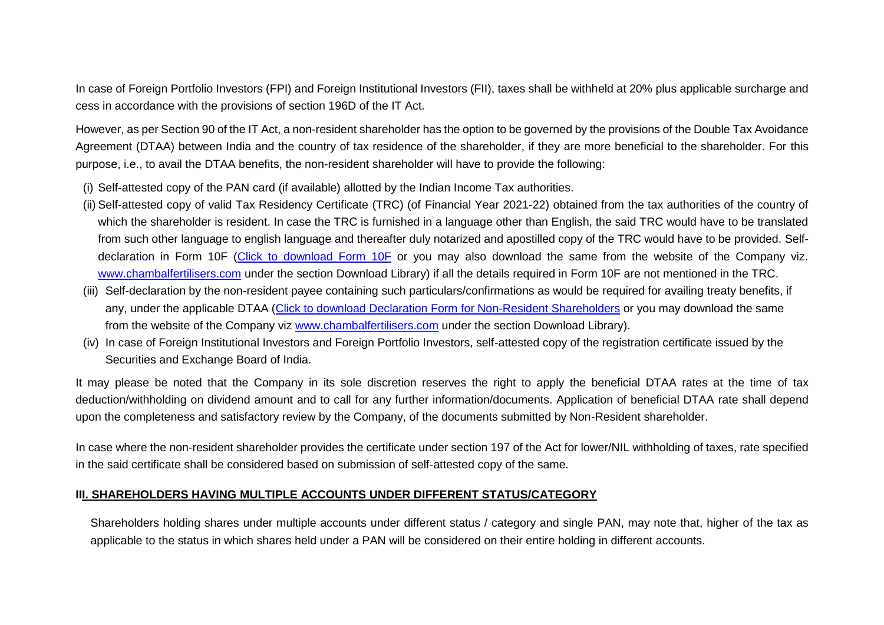In case of Foreign Portfolio Investors (FPI) and Foreign Institutional Investors (FII), taxes shall be withheld at 20% plus applicable surcharge and cess in accordance with the provisions of section 196D of the IT Act.

However, as per Section 90 of the IT Act, a non-resident shareholder has the option to be governed by the provisions of the Double Tax Avoidance Agreement (DTAA) between India and the country of tax residence of the shareholder, if they are more beneficial to the shareholder. For this purpose, i.e., to avail the DTAA benefits, the non-resident shareholder will have to provide the following:

(i) Self-attested copy of the PAN card (if available) allotted by the Indian Income Tax authorities.

(ii) Self-attested copy of valid Tax Residency Certificate (TRC) (of Financial Year 2021-22) obtained from the tax authorities of the country of which the shareholder is resident. In case the TRC is furnished in a language other than English, the said TRC would have to be translated from such other language to english language and thereafter duly notarized and apostilled copy of the TRC would have to be provided. Self-declaration in Form 10F (Click to download Form 10F or you may also download the same from the website of the Company viz. www.chambalfertilisers.com under the section Download Library) if all the details required in Form 10F are not mentioned in the TRC.

(iii) Self-declaration by the non-resident payee containing such particulars/confirmations as would be required for availing treaty benefits, if any, under the applicable DTAA (Click to download Declaration Form for Non-Resident Shareholders or you may download the same from the website of the Company viz www.chambalfertilisers.com under the section Download Library).

(iv) In case of Foreign Institutional Investors and Foreign Portfolio Investors, self-attested copy of the registration certificate issued by the Securities and Exchange Board of India.

It may please be noted that the Company in its sole discretion reserves the right to apply the beneficial DTAA rates at the time of tax deduction/withholding on dividend amount and to call for any further information/documents. Application of beneficial DTAA rate shall depend upon the completeness and satisfactory review by the Company, of the documents submitted by Non-Resident shareholder.

In case where the non-resident shareholder provides the certificate under section 197 of the Act for lower/NIL withholding of taxes, rate specified in the said certificate shall be considered based on submission of self-attested copy of the same.

## III. SHAREHOLDERS HAVING MULTIPLE ACCOUNTS UNDER DIFFERENT STATUS/CATEGORY

Shareholders holding shares under multiple accounts under different status / category and single PAN, may note that, higher of the tax as applicable to the status in which shares held under a PAN will be considered on their entire holding in different accounts.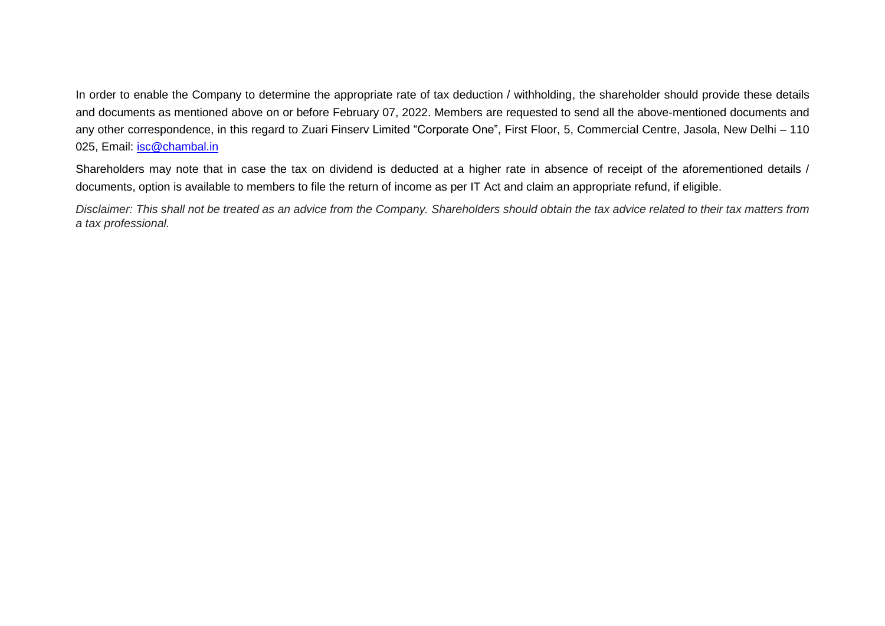In order to enable the Company to determine the appropriate rate of tax deduction / withholding, the shareholder should provide these details and documents as mentioned above on or before February 07, 2022. Members are requested to send all the above-mentioned documents and any other correspondence, in this regard to Zuari Finserv Limited "Corporate One", First Floor, 5, Commercial Centre, Jasola, New Delhi – 110 025, Email: [isc@chambal.in](mailto:isc@chambal.in)

Shareholders may note that in case the tax on dividend is deducted at a higher rate in absence of receipt of the aforementioned details / documents, option is available to members to file the return of income as per IT Act and claim an appropriate refund, if eligible.

*Disclaimer: This shall not be treated as an advice from the Company. Shareholders should obtain the tax advice related to their tax matters from a tax professional.*